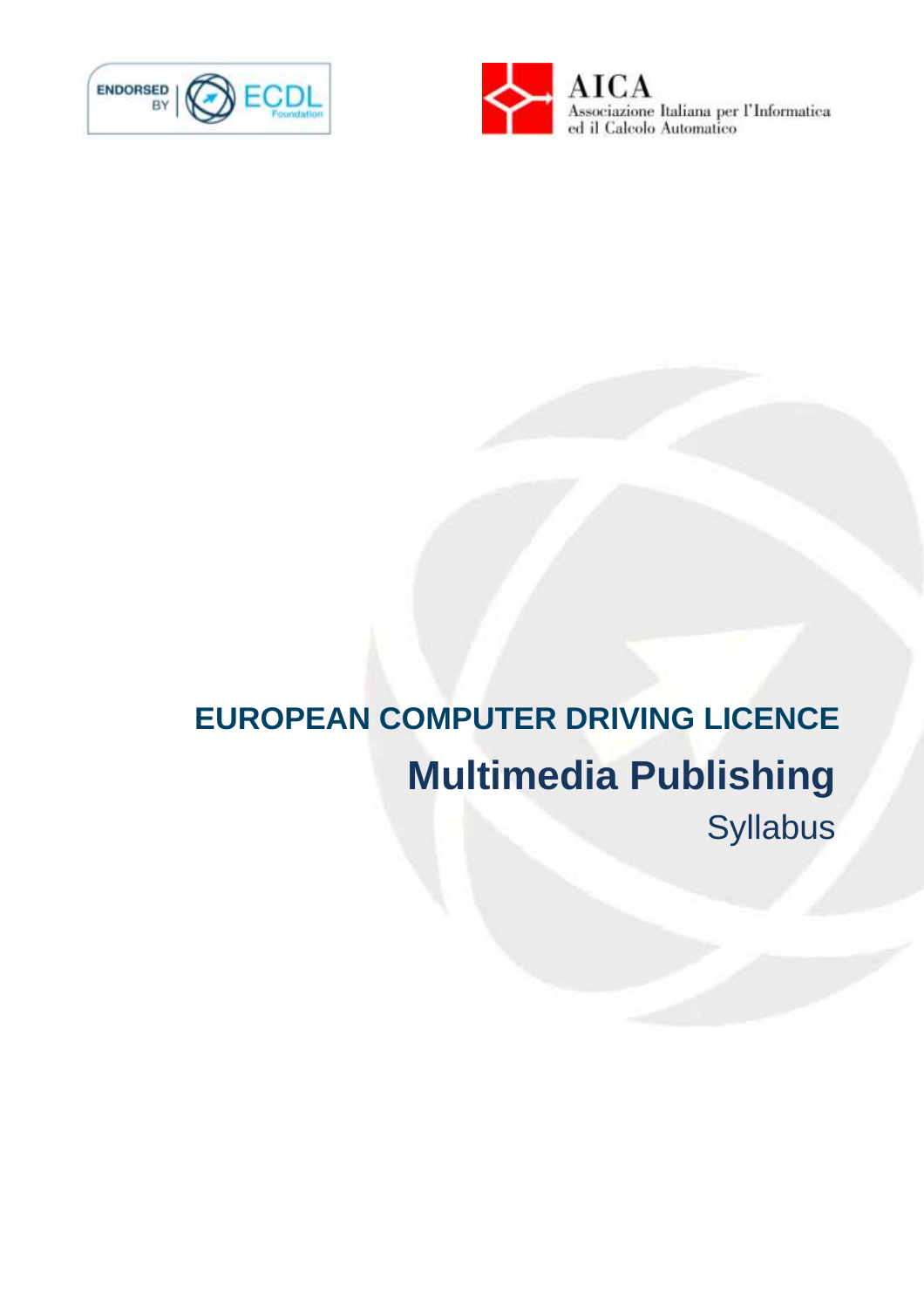ENDORSED BY ECDL Foundation

AICA
Associazione Italiana per l'Informatica ed il Calcolo Automatico

# EUROPEAN COMPUTER DRIVING LICENCE

## Multimedia Publishing

Syllabus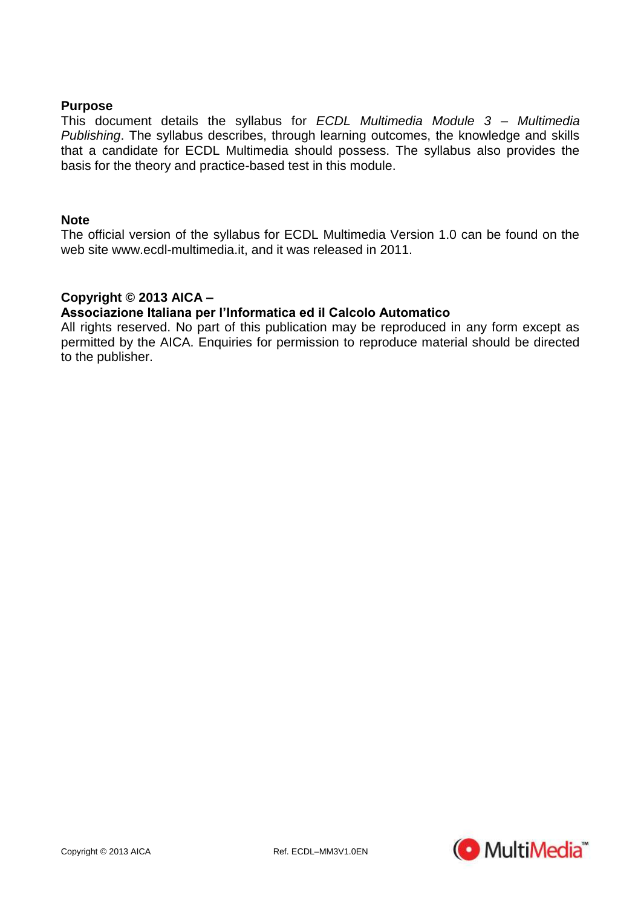**Purpose**

This document details the syllabus for *ECDL Multimedia Module 3 – Multimedia Publishing*. The syllabus describes, through learning outcomes, the knowledge and skills that a candidate for ECDL Multimedia should possess. The syllabus also provides the basis for the theory and practice-based test in this module.

**Note**

The official version of the syllabus for ECDL Multimedia Version 1.0 can be found on the web site www.ecdl-multimedia.it, and it was released in 2011.

**Copyright © 2013 AICA –**
**Associazione Italiana per l'Informatica ed il Calcolo Automatico**

All rights reserved. No part of this publication may be reproduced in any form except as permitted by the AICA. Enquiries for permission to reproduce material should be directed to the publisher.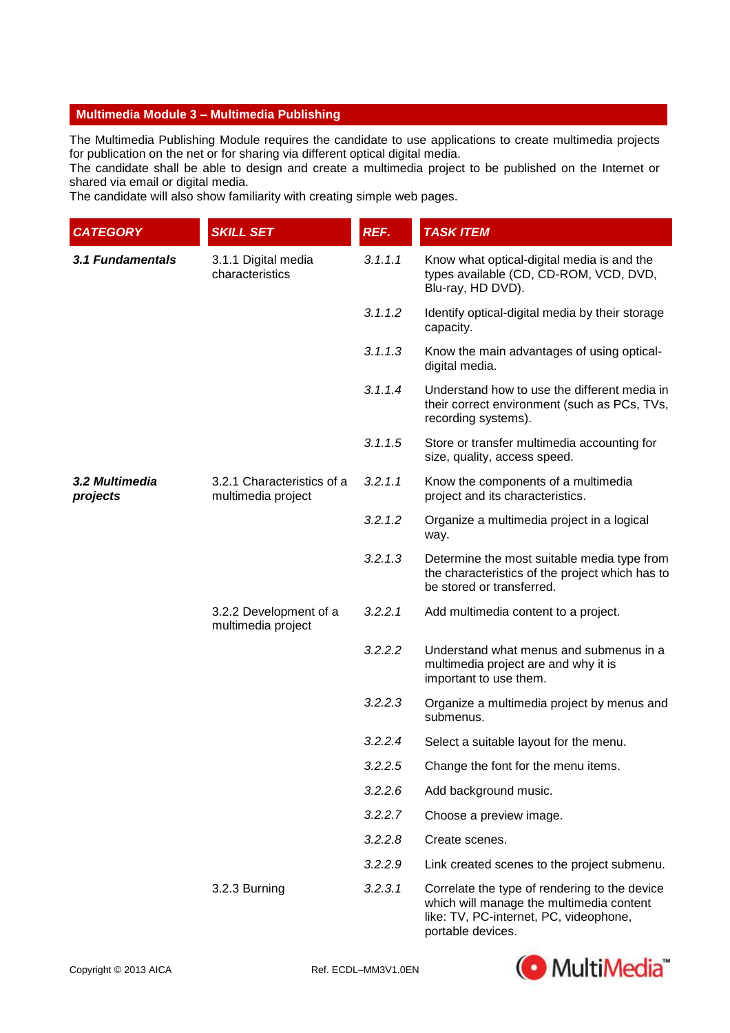## Multimedia Module 3 – Multimedia Publishing

The Multimedia Publishing Module requires the candidate to use applications to create multimedia projects for publication on the net or for sharing via different optical digital media.
The candidate shall be able to design and create a multimedia project to be published on the Internet or shared via email or digital media.
The candidate will also show familiarity with creating simple web pages.

| *CATEGORY* | *SKILL SET* | *REF.* | *TASK ITEM* |
|---|---|---|---|
| ***3.1 Fundamentals*** | 3.1.1 Digital media characteristics | *3.1.1.1* | Know what optical-digital media is and the types available (CD, CD-ROM, VCD, DVD, Blu-ray, HD DVD). |
| | | *3.1.1.2* | Identify optical-digital media by their storage capacity. |
| | | *3.1.1.3* | Know the main advantages of using optical-digital media. |
| | | *3.1.1.4* | Understand how to use the different media in their correct environment (such as PCs, TVs, recording systems). |
| | | *3.1.1.5* | Store or transfer multimedia accounting for size, quality, access speed. |
| ***3.2 Multimedia projects*** | 3.2.1 Characteristics of a multimedia project | *3.2.1.1* | Know the components of a multimedia project and its characteristics. |
| | | *3.2.1.2* | Organize a multimedia project in a logical way. |
| | | *3.2.1.3* | Determine the most suitable media type from the characteristics of the project which has to be stored or transferred. |
| | 3.2.2 Development of a multimedia project | *3.2.2.1* | Add multimedia content to a project. |
| | | *3.2.2.2* | Understand what menus and submenus in a multimedia project are and why it is important to use them. |
| | | *3.2.2.3* | Organize a multimedia project by menus and submenus. |
| | | *3.2.2.4* | Select a suitable layout for the menu. |
| | | *3.2.2.5* | Change the font for the menu items. |
| | | *3.2.2.6* | Add background music. |
| | | *3.2.2.7* | Choose a preview image. |
| | | *3.2.2.8* | Create scenes. |
| | | *3.2.2.9* | Link created scenes to the project submenu. |
| | 3.2.3 Burning | *3.2.3.1* | Correlate the type of rendering to the device which will manage the multimedia content like: TV, PC-internet, PC, videophone, portable devices. |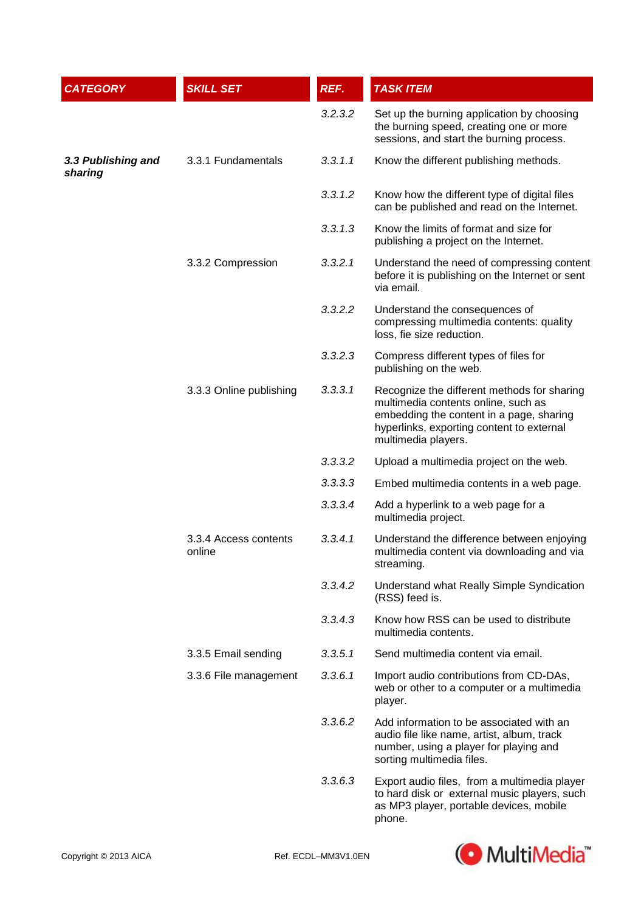| CATEGORY | SKILL SET | REF. | TASK ITEM |
|---|---|---|---|
| | | *3.2.3.2* | Set up the burning application by choosing the burning speed, creating one or more sessions, and start the burning process. |
| ***3.3 Publishing and sharing*** | 3.3.1 Fundamentals | *3.3.1.1* | Know the different publishing methods. |
| | | *3.3.1.2* | Know how the different type of digital files can be published and read on the Internet. |
| | | *3.3.1.3* | Know the limits of format and size for publishing a project on the Internet. |
| | 3.3.2 Compression | *3.3.2.1* | Understand the need of compressing content before it is publishing on the Internet or sent via email. |
| | | *3.3.2.2* | Understand the consequences of compressing multimedia contents: quality loss, fie size reduction. |
| | | *3.3.2.3* | Compress different types of files for publishing on the web. |
| | 3.3.3 Online publishing | *3.3.3.1* | Recognize the different methods for sharing multimedia contents online, such as embedding the content in a page, sharing hyperlinks, exporting content to external multimedia players. |
| | | *3.3.3.2* | Upload a multimedia project on the web. |
| | | *3.3.3.3* | Embed multimedia contents in a web page. |
| | | *3.3.3.4* | Add a hyperlink to a web page for a multimedia project. |
| | 3.3.4 Access contents online | *3.3.4.1* | Understand the difference between enjoying multimedia content via downloading and via streaming. |
| | | *3.3.4.2* | Understand what Really Simple Syndication (RSS) feed is. |
| | | *3.3.4.3* | Know how RSS can be used to distribute multimedia contents. |
| | 3.3.5 Email sending | *3.3.5.1* | Send multimedia content via email. |
| | 3.3.6 File management | *3.3.6.1* | Import audio contributions from CD-DAs, web or other to a computer or a multimedia player. |
| | | *3.3.6.2* | Add information to be associated with an audio file like name, artist, album, track number, using a player for playing and sorting multimedia files. |
| | | *3.3.6.3* | Export audio files, from a multimedia player to hard disk or external music players, such as MP3 player, portable devices, mobile phone. |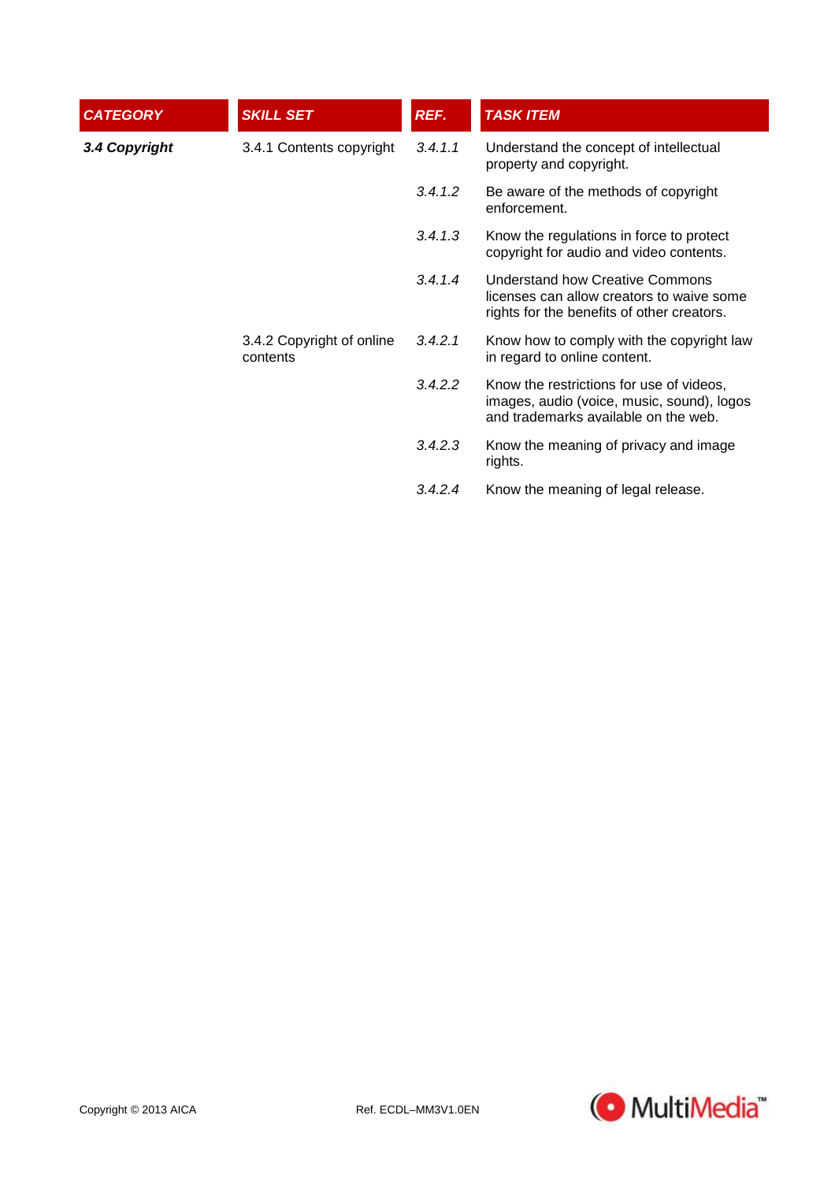| CATEGORY | SKILL SET | REF. | TASK ITEM |
|---|---|---|---|
| ***3.4 Copyright*** | 3.4.1 Contents copyright | *3.4.1.1* | Understand the concept of intellectual property and copyright. |
| | | *3.4.1.2* | Be aware of the methods of copyright enforcement. |
| | | *3.4.1.3* | Know the regulations in force to protect copyright for audio and video contents. |
| | | *3.4.1.4* | Understand how Creative Commons licenses can allow creators to waive some rights for the benefits of other creators. |
| | 3.4.2 Copyright of online contents | *3.4.2.1* | Know how to comply with the copyright law in regard to online content. |
| | | *3.4.2.2* | Know the restrictions for use of videos, images, audio (voice, music, sound), logos and trademarks available on the web. |
| | | *3.4.2.3* | Know the meaning of privacy and image rights. |
| | | *3.4.2.4* | Know the meaning of legal release. |